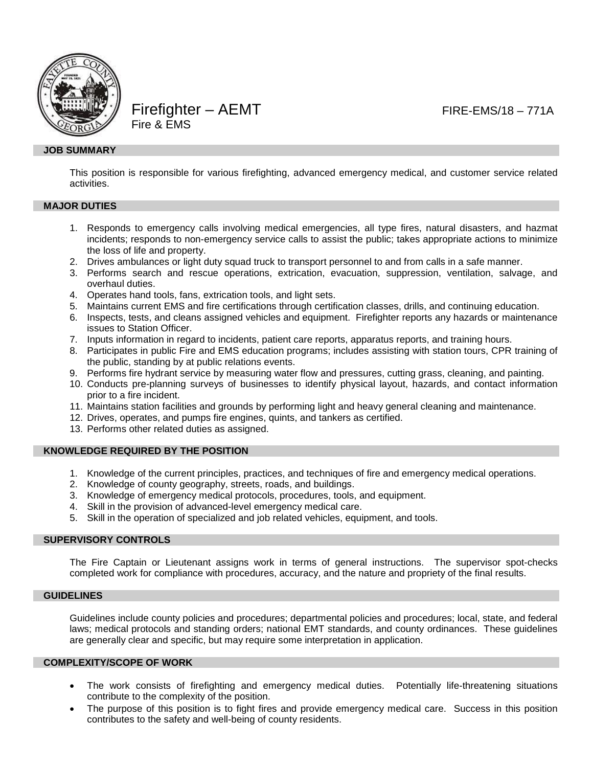# Firefighter – AEMT

Fire & EMS

FIRE-EMS/18 – 771A

## JOB SUMMARY

This position is responsible for various firefighting, advanced emergency medical, and customer service related activities.

## MAJOR DUTIES

1. Responds to emergency calls involving medical emergencies, all type fires, natural disasters, and hazmat incidents; responds to non-emergency service calls to assist the public; takes appropriate actions to minimize the loss of life and property.
2. Drives ambulances or light duty squad truck to transport personnel to and from calls in a safe manner.
3. Performs search and rescue operations, extrication, evacuation, suppression, ventilation, salvage, and overhaul duties.
4. Operates hand tools, fans, extrication tools, and light sets.
5. Maintains current EMS and fire certifications through certification classes, drills, and continuing education.
6. Inspects, tests, and cleans assigned vehicles and equipment. Firefighter reports any hazards or maintenance issues to Station Officer.
7. Inputs information in regard to incidents, patient care reports, apparatus reports, and training hours.
8. Participates in public Fire and EMS education programs; includes assisting with station tours, CPR training of the public, standing by at public relations events.
9. Performs fire hydrant service by measuring water flow and pressures, cutting grass, cleaning, and painting.
10. Conducts pre-planning surveys of businesses to identify physical layout, hazards, and contact information prior to a fire incident.
11. Maintains station facilities and grounds by performing light and heavy general cleaning and maintenance.
12. Drives, operates, and pumps fire engines, quints, and tankers as certified.
13. Performs other related duties as assigned.

## KNOWLEDGE REQUIRED BY THE POSITION

1. Knowledge of the current principles, practices, and techniques of fire and emergency medical operations.
2. Knowledge of county geography, streets, roads, and buildings.
3. Knowledge of emergency medical protocols, procedures, tools, and equipment.
4. Skill in the provision of advanced-level emergency medical care.
5. Skill in the operation of specialized and job related vehicles, equipment, and tools.

## SUPERVISORY CONTROLS

The Fire Captain or Lieutenant assigns work in terms of general instructions. The supervisor spot-checks completed work for compliance with procedures, accuracy, and the nature and propriety of the final results.

## GUIDELINES

Guidelines include county policies and procedures; departmental policies and procedures; local, state, and federal laws; medical protocols and standing orders; national EMT standards, and county ordinances. These guidelines are generally clear and specific, but may require some interpretation in application.

## COMPLEXITY/SCOPE OF WORK

- The work consists of firefighting and emergency medical duties. Potentially life-threatening situations contribute to the complexity of the position.
- The purpose of this position is to fight fires and provide emergency medical care. Success in this position contributes to the safety and well-being of county residents.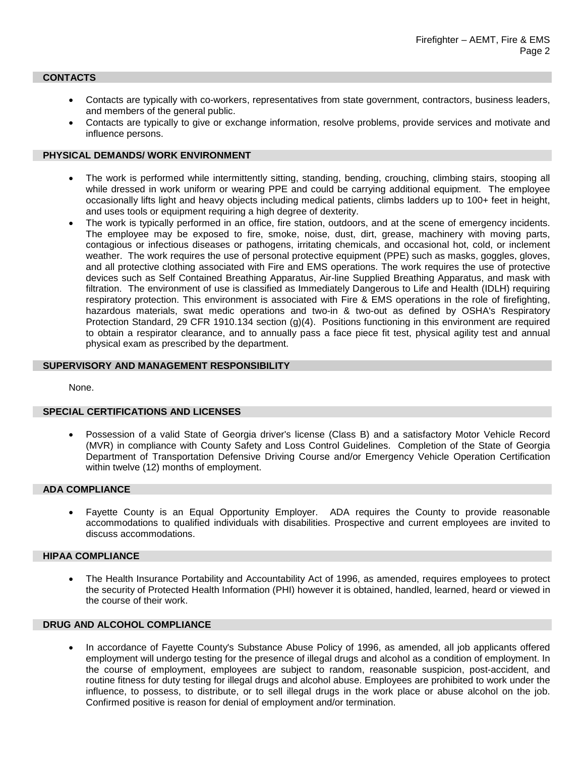## CONTACTS

- Contacts are typically with co-workers, representatives from state government, contractors, business leaders, and members of the general public.
- Contacts are typically to give or exchange information, resolve problems, provide services and motivate and influence persons.

## PHYSICAL DEMANDS/ WORK ENVIRONMENT

- The work is performed while intermittently sitting, standing, bending, crouching, climbing stairs, stooping all while dressed in work uniform or wearing PPE and could be carrying additional equipment. The employee occasionally lifts light and heavy objects including medical patients, climbs ladders up to 100+ feet in height, and uses tools or equipment requiring a high degree of dexterity.
- The work is typically performed in an office, fire station, outdoors, and at the scene of emergency incidents. The employee may be exposed to fire, smoke, noise, dust, dirt, grease, machinery with moving parts, contagious or infectious diseases or pathogens, irritating chemicals, and occasional hot, cold, or inclement weather. The work requires the use of personal protective equipment (PPE) such as masks, goggles, gloves, and all protective clothing associated with Fire and EMS operations. The work requires the use of protective devices such as Self Contained Breathing Apparatus, Air-line Supplied Breathing Apparatus, and mask with filtration. The environment of use is classified as Immediately Dangerous to Life and Health (IDLH) requiring respiratory protection. This environment is associated with Fire & EMS operations in the role of firefighting, hazardous materials, swat medic operations and two-in & two-out as defined by OSHA's Respiratory Protection Standard, 29 CFR 1910.134 section (g)(4). Positions functioning in this environment are required to obtain a respirator clearance, and to annually pass a face piece fit test, physical agility test and annual physical exam as prescribed by the department.

## SUPERVISORY AND MANAGEMENT RESPONSIBILITY

None.

## SPECIAL CERTIFICATIONS AND LICENSES

- Possession of a valid State of Georgia driver's license (Class B) and a satisfactory Motor Vehicle Record (MVR) in compliance with County Safety and Loss Control Guidelines. Completion of the State of Georgia Department of Transportation Defensive Driving Course and/or Emergency Vehicle Operation Certification within twelve (12) months of employment.

## ADA COMPLIANCE

- Fayette County is an Equal Opportunity Employer. ADA requires the County to provide reasonable accommodations to qualified individuals with disabilities. Prospective and current employees are invited to discuss accommodations.

## HIPAA COMPLIANCE

- The Health Insurance Portability and Accountability Act of 1996, as amended, requires employees to protect the security of Protected Health Information (PHI) however it is obtained, handled, learned, heard or viewed in the course of their work.

## DRUG AND ALCOHOL COMPLIANCE

- In accordance of Fayette County's Substance Abuse Policy of 1996, as amended, all job applicants offered employment will undergo testing for the presence of illegal drugs and alcohol as a condition of employment. In the course of employment, employees are subject to random, reasonable suspicion, post-accident, and routine fitness for duty testing for illegal drugs and alcohol abuse. Employees are prohibited to work under the influence, to possess, to distribute, or to sell illegal drugs in the work place or abuse alcohol on the job. Confirmed positive is reason for denial of employment and/or termination.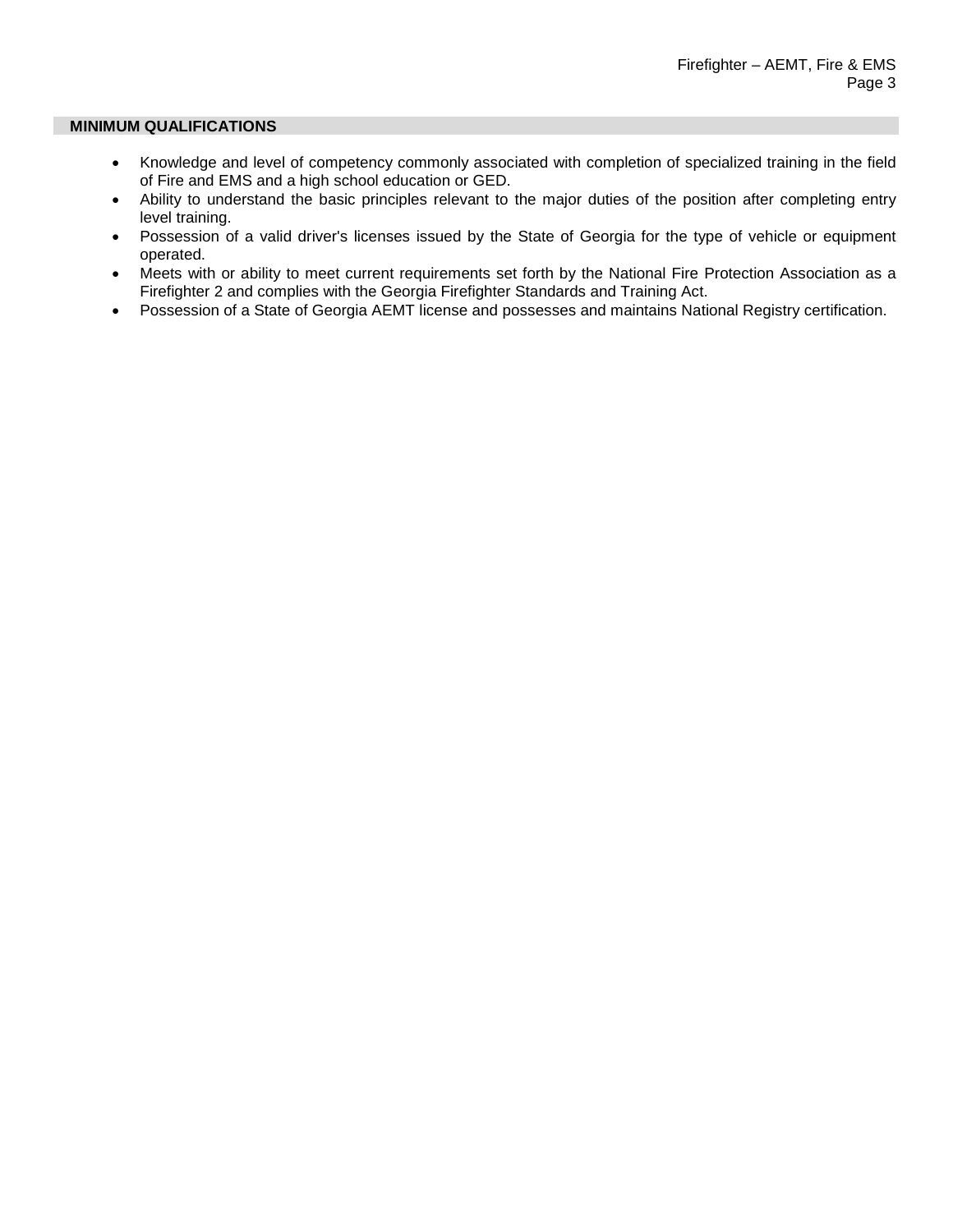## MINIMUM QUALIFICATIONS

- Knowledge and level of competency commonly associated with completion of specialized training in the field of Fire and EMS and a high school education or GED.
- Ability to understand the basic principles relevant to the major duties of the position after completing entry level training.
- Possession of a valid driver's licenses issued by the State of Georgia for the type of vehicle or equipment operated.
- Meets with or ability to meet current requirements set forth by the National Fire Protection Association as a Firefighter 2 and complies with the Georgia Firefighter Standards and Training Act.
- Possession of a State of Georgia AEMT license and possesses and maintains National Registry certification.